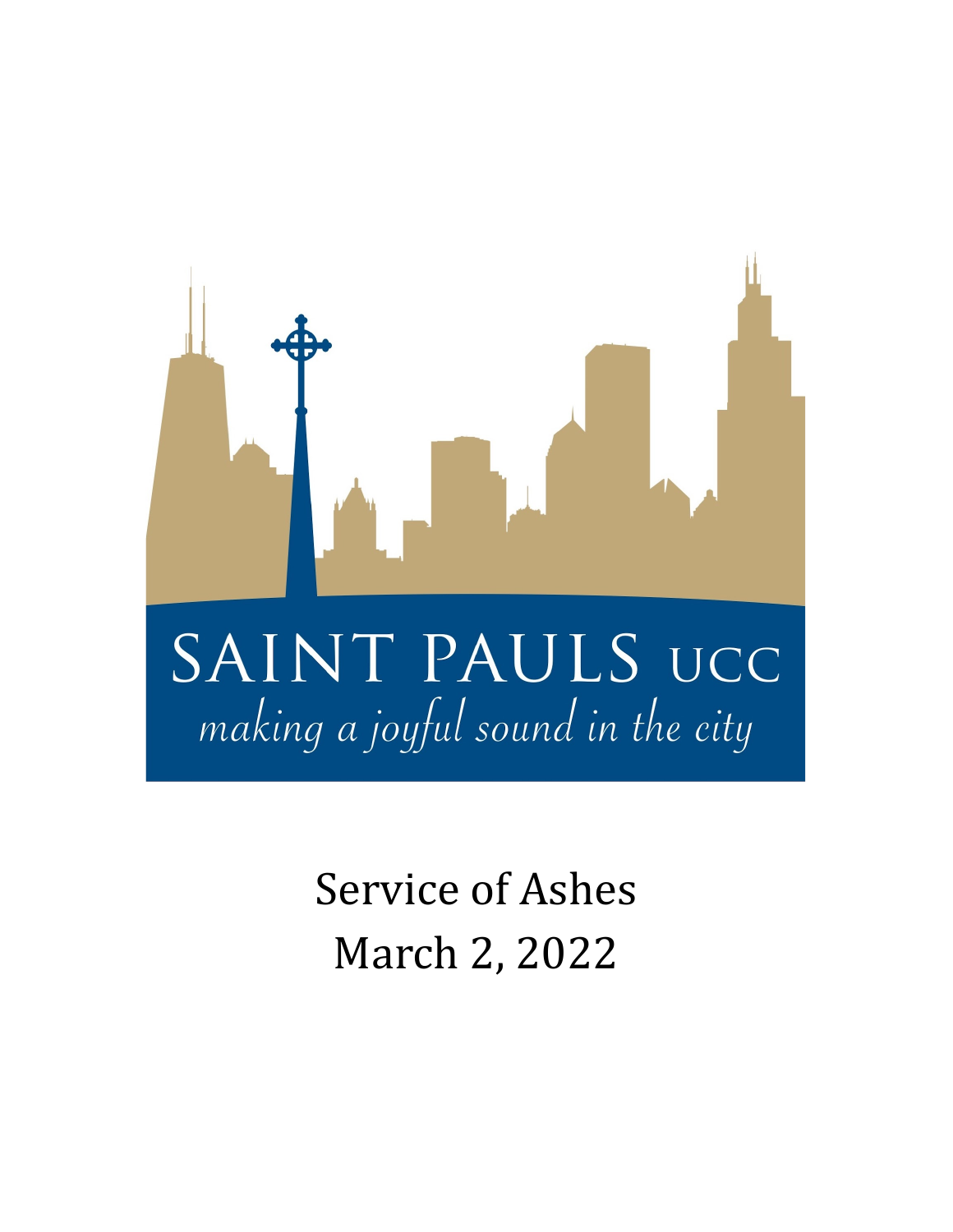SAINT PAULS UCC

*making a joyful sound in the city*

# Service of Ashes

March 2, 2022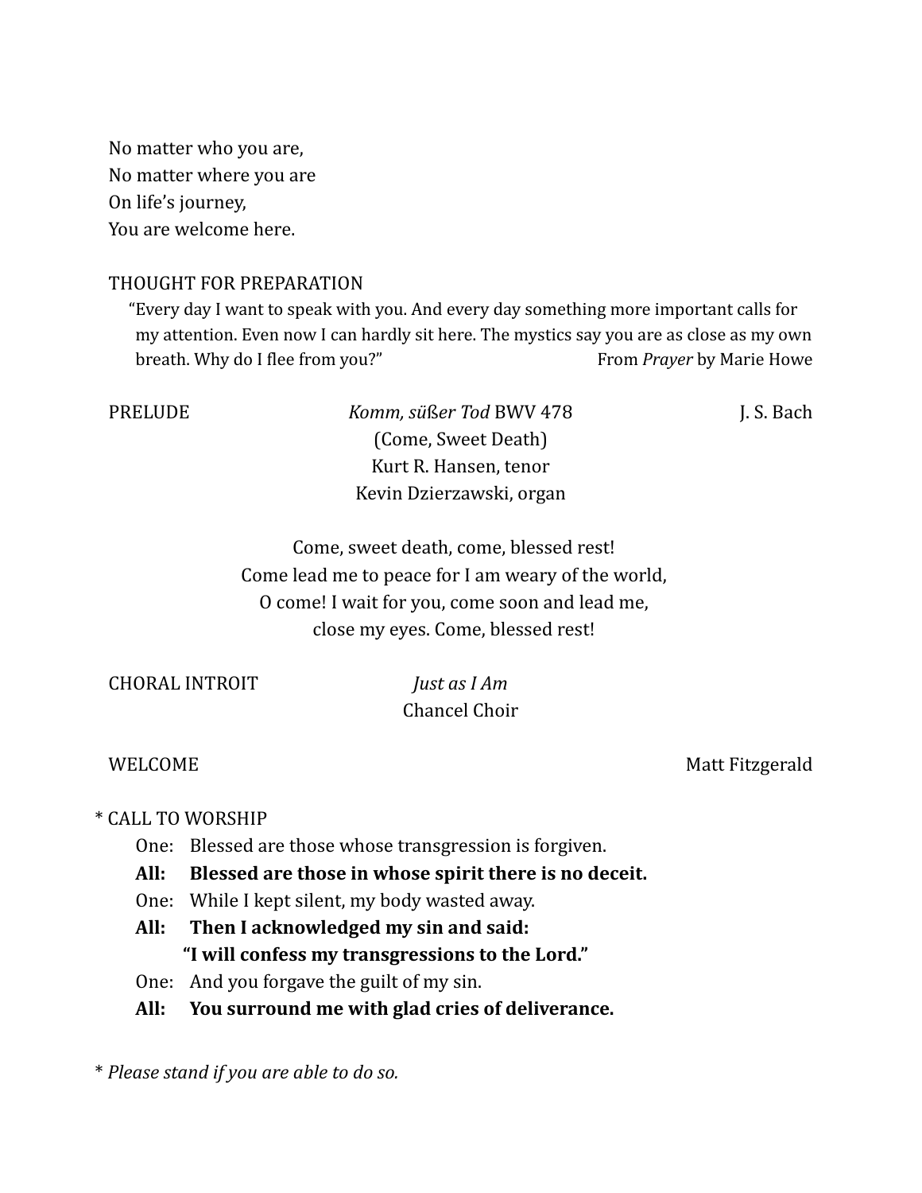No matter who you are,
No matter where you are
On life's journey,
You are welcome here.

THOUGHT FOR PREPARATION

"Every day I want to speak with you. And every day something more important calls for my attention. Even now I can hardly sit here. The mystics say you are as close as my own breath. Why do I flee from you?" From *Prayer* by Marie Howe

PRELUDE *Komm, süßer Tod* BWV 478 J. S. Bach
(Come, Sweet Death)
Kurt R. Hansen, tenor
Kevin Dzierzawski, organ

Come, sweet death, come, blessed rest!
Come lead me to peace for I am weary of the world,
O come! I wait for you, come soon and lead me,
close my eyes. Come, blessed rest!

CHORAL INTROIT *Just as I Am*
Chancel Choir

WELCOME Matt Fitzgerald

\* CALL TO WORSHIP

One: Blessed are those whose transgression is forgiven.
**All: Blessed are those in whose spirit there is no deceit.**
One: While I kept silent, my body wasted away.
**All: Then I acknowledged my sin and said:**
**"I will confess my transgressions to the Lord."**
One: And you forgave the guilt of my sin.
**All: You surround me with glad cries of deliverance.**

\* *Please stand if you are able to do so.*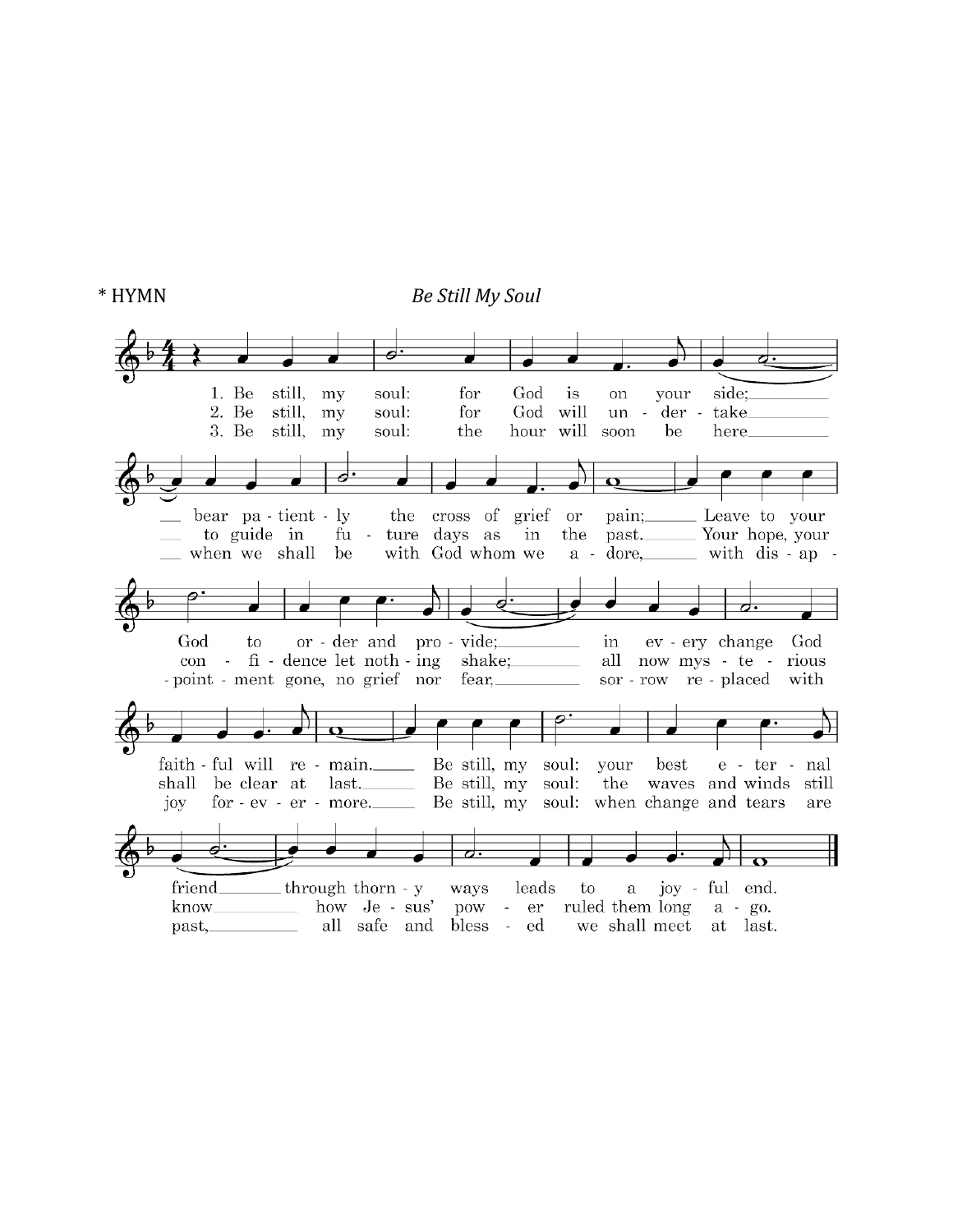\* HYMN *Be Still My Soul*

1. Be still, my soul: for God is on your side; bear patiently the cross of grief or pain; Leave to your God to order and provide; in every change God faithful will remain. Be still, my soul: your best eternal friend through thorny ways leads to a joyful end.

2. Be still, my soul: for God will undertake to guide in future days as in the past. Your hope, your confidence let nothing shake; all now mysterious shall be clear at last. Be still, my soul: the waves and winds still know how Jesus' power ruled them long ago.

3. Be still, my soul: the hour will soon be here when we shall be with God whom we adore, with disappointment gone, no grief nor fear, sorrow replaced with joy forevermore. Be still, my soul: when change and tears are past, all safe and blessed we shall meet at last.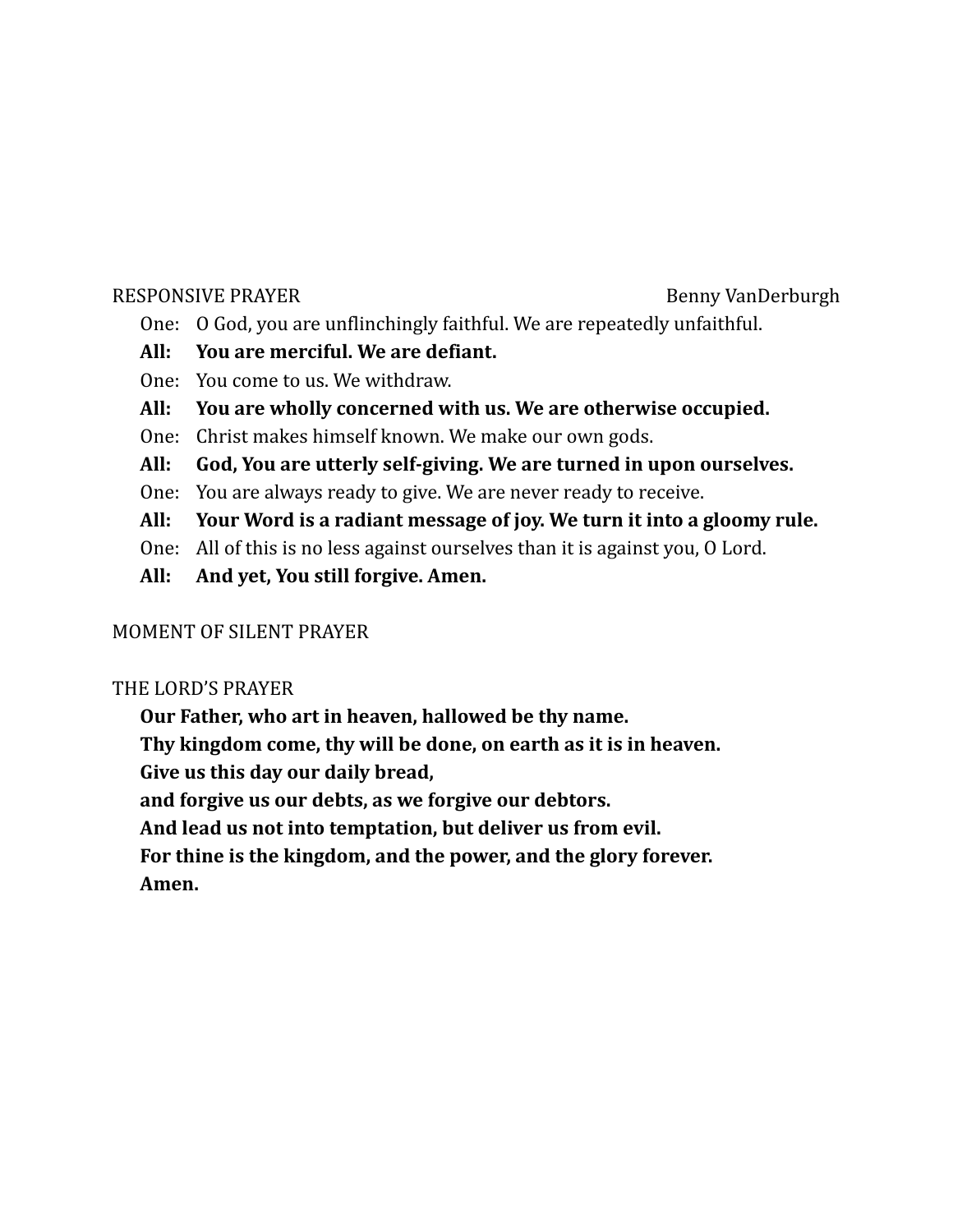## RESPONSIVE PRAYER — Benny VanDerburgh

One: O God, you are unflinchingly faithful. We are repeatedly unfaithful.

**All: You are merciful. We are defiant.**

One: You come to us. We withdraw.

**All: You are wholly concerned with us. We are otherwise occupied.**

One: Christ makes himself known. We make our own gods.

**All: God, You are utterly self-giving. We are turned in upon ourselves.**

One: You are always ready to give. We are never ready to receive.

**All: Your Word is a radiant message of joy. We turn it into a gloomy rule.**

One: All of this is no less against ourselves than it is against you, O Lord.

**All: And yet, You still forgive. Amen.**

## MOMENT OF SILENT PRAYER

## THE LORD'S PRAYER

**Our Father, who art in heaven, hallowed be thy name.**
**Thy kingdom come, thy will be done, on earth as it is in heaven.**
**Give us this day our daily bread,**
**and forgive us our debts, as we forgive our debtors.**
**And lead us not into temptation, but deliver us from evil.**
**For thine is the kingdom, and the power, and the glory forever.**
**Amen.**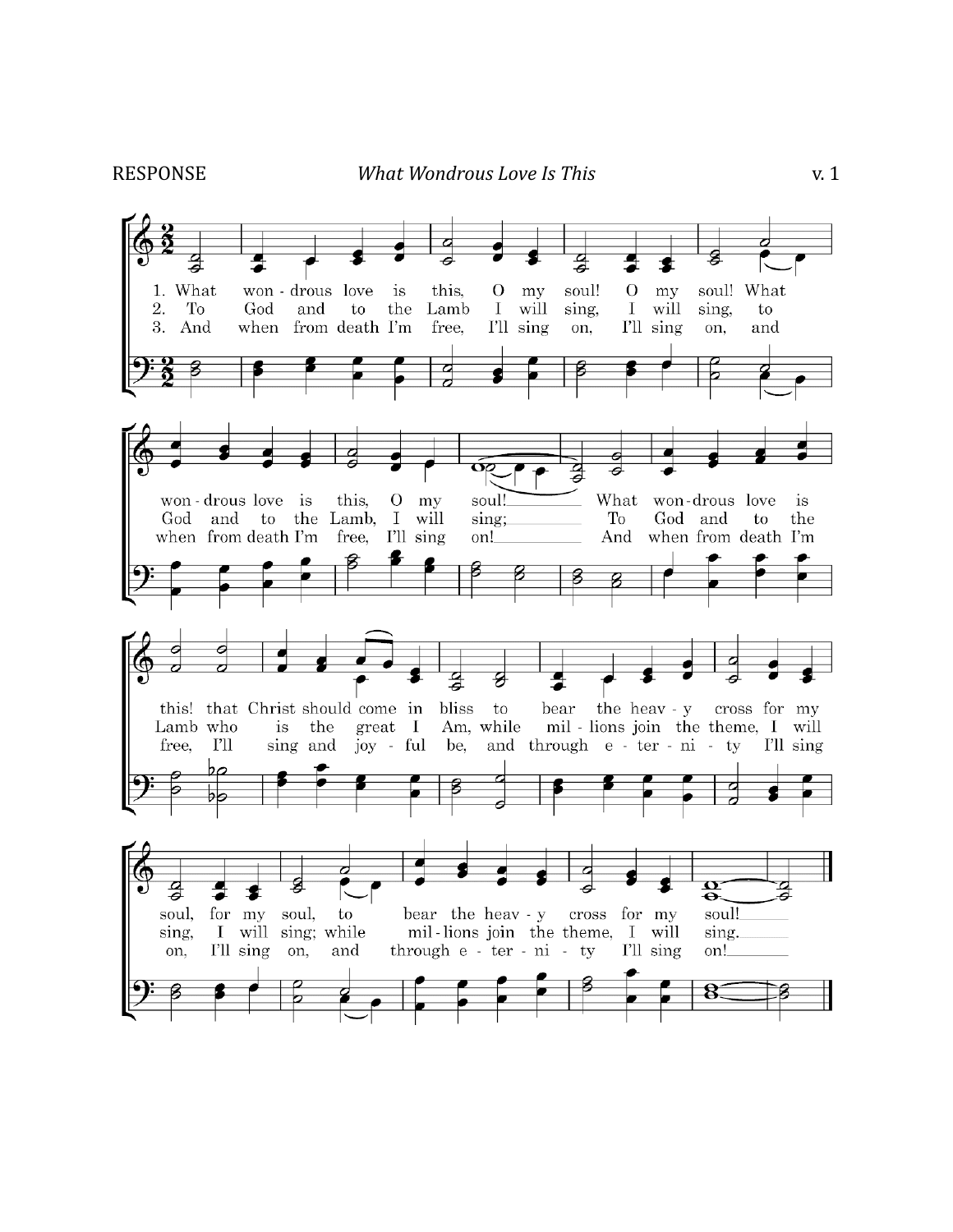RESPONSE *What Wondrous Love Is This* v. 1

1. What wondrous love is this, O my soul! O my soul! What wondrous love is this, O my soul! What wondrous love is this! that Christ should come in bliss to bear the heavy cross for my soul, for my soul, to bear the heavy cross for my soul!

2. To God and to the Lamb I will sing, I will sing, to God and to the Lamb, I will sing; To God and to the Lamb who is the great I Am, while millions join the theme, I will sing, I will sing; while millions join the theme, I will sing.

3. And when from death I'm free, I'll sing on, I'll sing on, and when from death I'm free, I'll sing on! And when from death I'm free, I'll sing and joyful be, and through eternity I'll sing on, I'll sing on, and through eternity I'll sing on!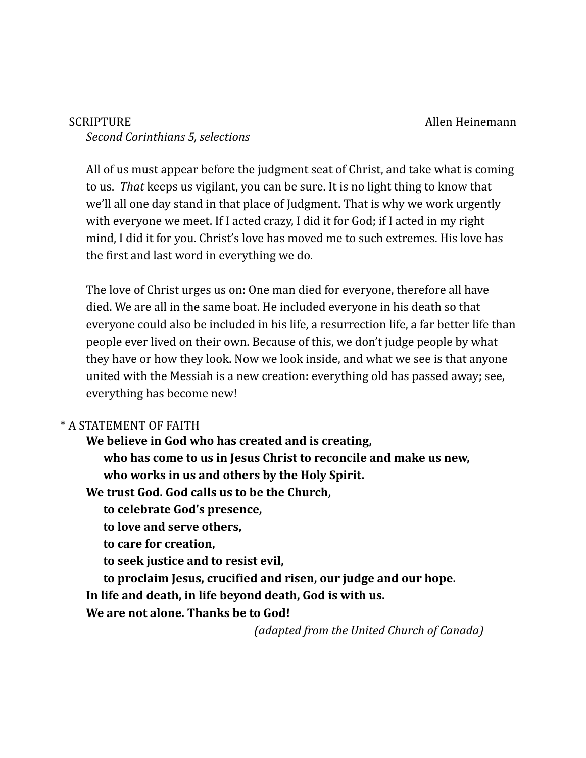SCRIPTURE Allen Heinemann

*Second Corinthians 5, selections*

All of us must appear before the judgment seat of Christ, and take what is coming to us. *That* keeps us vigilant, you can be sure. It is no light thing to know that we'll all one day stand in that place of Judgment. That is why we work urgently with everyone we meet. If I acted crazy, I did it for God; if I acted in my right mind, I did it for you. Christ's love has moved me to such extremes. His love has the first and last word in everything we do.

The love of Christ urges us on: One man died for everyone, therefore all have died. We are all in the same boat. He included everyone in his death so that everyone could also be included in his life, a resurrection life, a far better life than people ever lived on their own. Because of this, we don't judge people by what they have or how they look. Now we look inside, and what we see is that anyone united with the Messiah is a new creation: everything old has passed away; see, everything has become new!

* A STATEMENT OF FAITH

**We believe in God who has created and is creating,**
**who has come to us in Jesus Christ to reconcile and make us new,**
**who works in us and others by the Holy Spirit.**
**We trust God. God calls us to be the Church,**
**to celebrate God's presence,**
**to love and serve others,**
**to care for creation,**
**to seek justice and to resist evil,**
**to proclaim Jesus, crucified and risen, our judge and our hope.**
**In life and death, in life beyond death, God is with us.**
**We are not alone. Thanks be to God!**

*(adapted from the United Church of Canada)*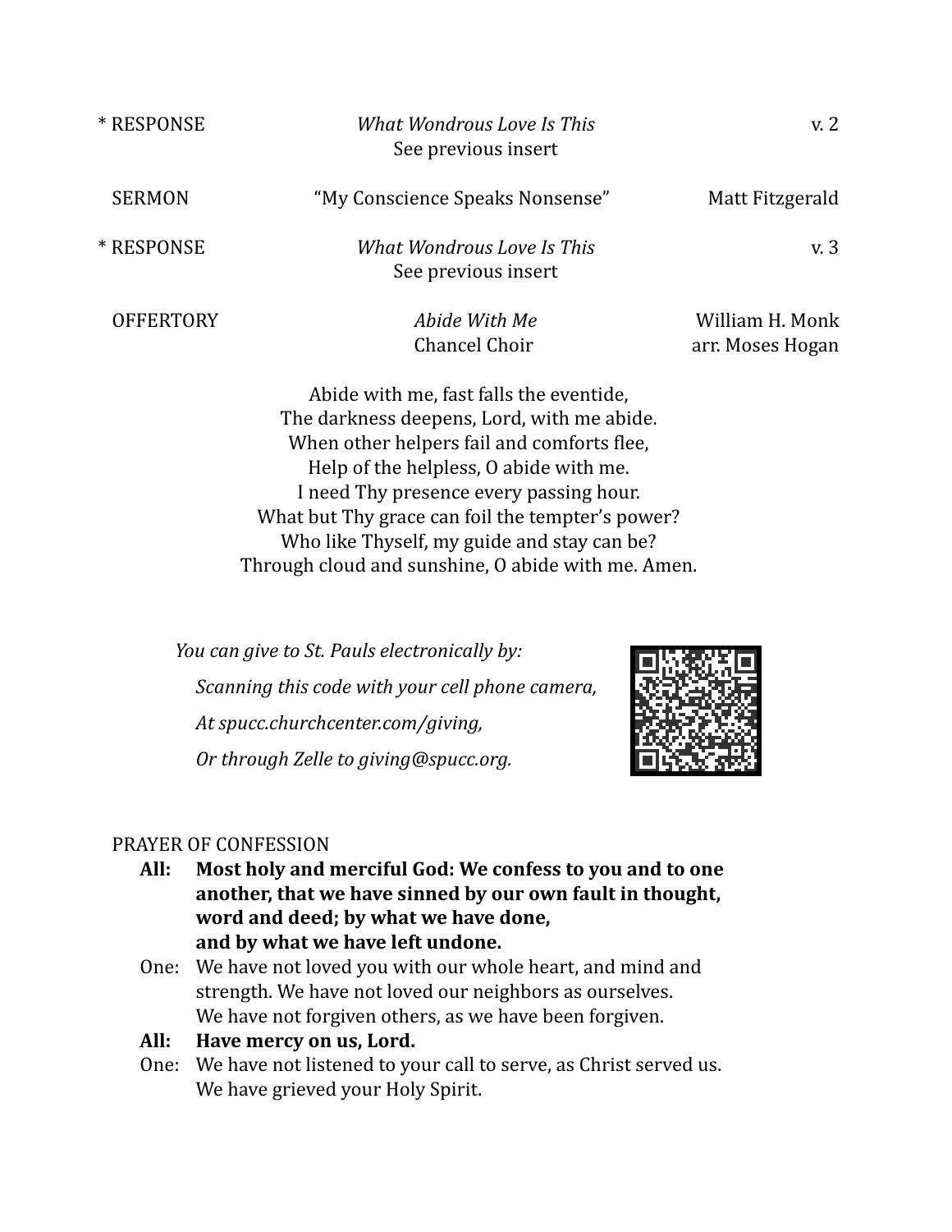\* RESPONSE — *What Wondrous Love Is This* — v. 2
See previous insert

SERMON — "My Conscience Speaks Nonsense" — Matt Fitzgerald

\* RESPONSE — *What Wondrous Love Is This* — v. 3
See previous insert

OFFERTORY — *Abide With Me* — William H. Monk
Chancel Choir — arr. Moses Hogan

Abide with me, fast falls the eventide,
The darkness deepens, Lord, with me abide.
When other helpers fail and comforts flee,
Help of the helpless, O abide with me.
I need Thy presence every passing hour.
What but Thy grace can foil the tempter's power?
Who like Thyself, my guide and stay can be?
Through cloud and sunshine, O abide with me. Amen.

*You can give to St. Pauls electronically by:*

*Scanning this code with your cell phone camera,*

*At spucc.churchcenter.com/giving,*

*Or through Zelle to giving@spucc.org.*

PRAYER OF CONFESSION

**All: Most holy and merciful God: We confess to you and to one another, that we have sinned by our own fault in thought, word and deed; by what we have done, and by what we have left undone.**

One: We have not loved you with our whole heart, and mind and strength. We have not loved our neighbors as ourselves. We have not forgiven others, as we have been forgiven.

**All: Have mercy on us, Lord.**

One: We have not listened to your call to serve, as Christ served us. We have grieved your Holy Spirit.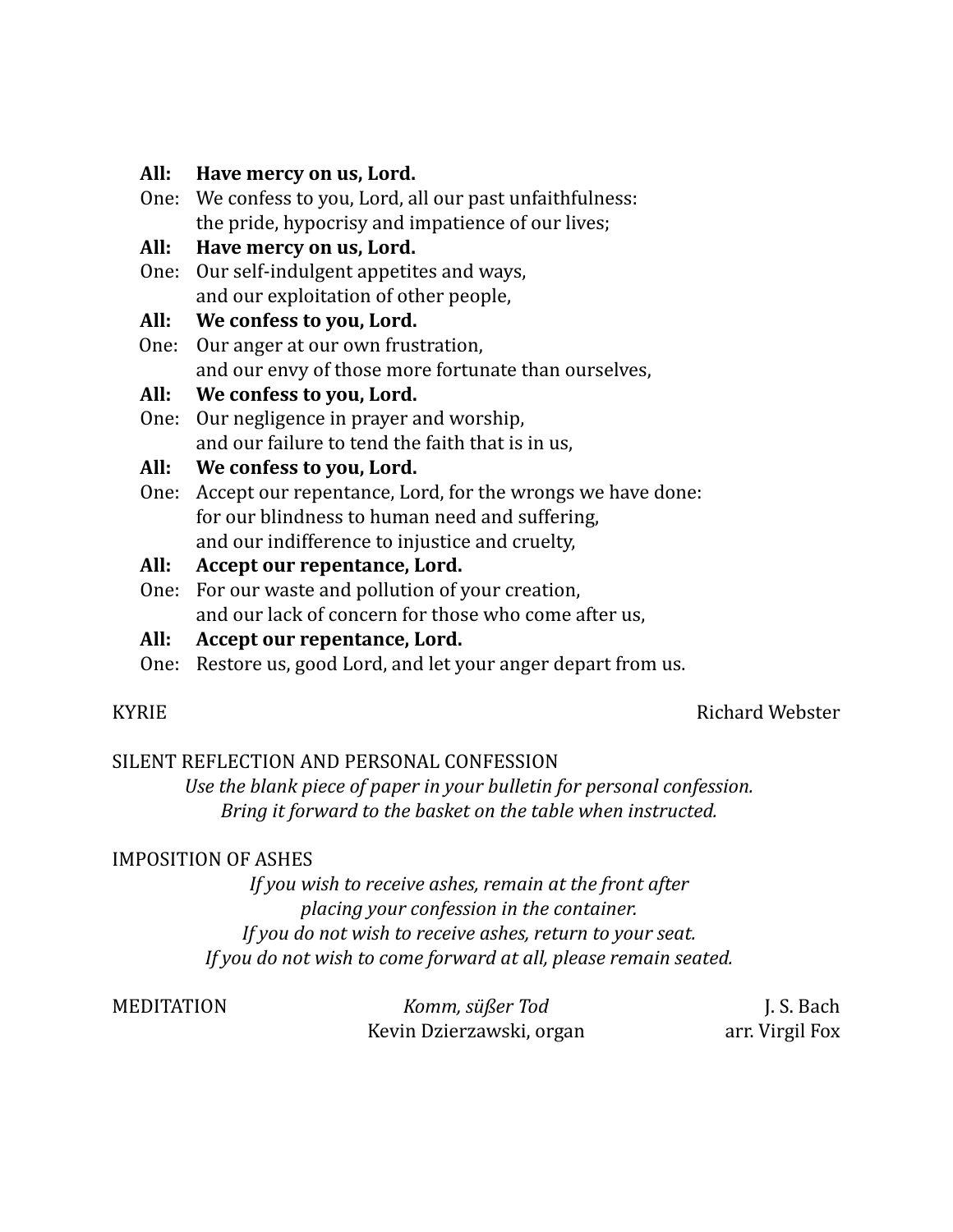**All:** **Have mercy on us, Lord.**
One: We confess to you, Lord, all our past unfaithfulness:
the pride, hypocrisy and impatience of our lives;
**All:** **Have mercy on us, Lord.**
One: Our self-indulgent appetites and ways,
and our exploitation of other people,
**All:** **We confess to you, Lord.**
One: Our anger at our own frustration,
and our envy of those more fortunate than ourselves,
**All:** **We confess to you, Lord.**
One: Our negligence in prayer and worship,
and our failure to tend the faith that is in us,
**All:** **We confess to you, Lord.**
One: Accept our repentance, Lord, for the wrongs we have done:
for our blindness to human need and suffering,
and our indifference to injustice and cruelty,
**All:** **Accept our repentance, Lord.**
One: For our waste and pollution of your creation,
and our lack of concern for those who come after us,
**All:** **Accept our repentance, Lord.**
One: Restore us, good Lord, and let your anger depart from us.

KYRIE — Richard Webster

SILENT REFLECTION AND PERSONAL CONFESSION

*Use the blank piece of paper in your bulletin for personal confession.*
*Bring it forward to the basket on the table when instructed.*

IMPOSITION OF ASHES

*If you wish to receive ashes, remain at the front after*
*placing your confession in the container.*
*If you do not wish to receive ashes, return to your seat.*
*If you do not wish to come forward at all, please remain seated.*

MEDITATION — *Komm, süßer Tod* — J. S. Bach
Kevin Dzierzawski, organ — arr. Virgil Fox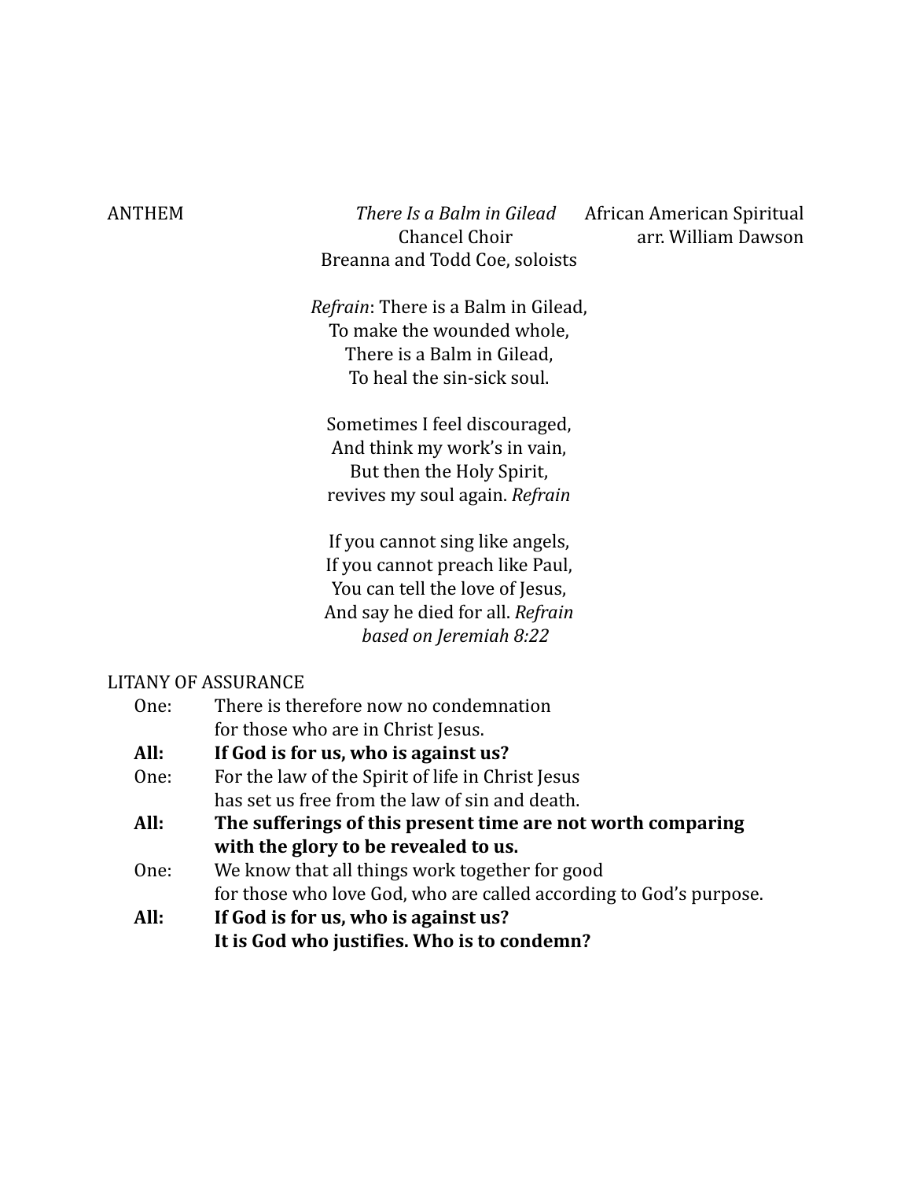ANTHEM *There Is a Balm in Gilead* African American Spiritual
Chancel Choir arr. William Dawson
Breanna and Todd Coe, soloists

*Refrain*: There is a Balm in Gilead,
To make the wounded whole,
There is a Balm in Gilead,
To heal the sin-sick soul.

Sometimes I feel discouraged,
And think my work's in vain,
But then the Holy Spirit,
revives my soul again. *Refrain*

If you cannot sing like angels,
If you cannot preach like Paul,
You can tell the love of Jesus,
And say he died for all. *Refrain*
*based on Jeremiah 8:22*

LITANY OF ASSURANCE

One: There is therefore now no condemnation
for those who are in Christ Jesus.

**All: If God is for us, who is against us?**

One: For the law of the Spirit of life in Christ Jesus
has set us free from the law of sin and death.

**All: The sufferings of this present time are not worth comparing with the glory to be revealed to us.**

One: We know that all things work together for good
for those who love God, who are called according to God's purpose.

**All: If God is for us, who is against us?
It is God who justifies. Who is to condemn?**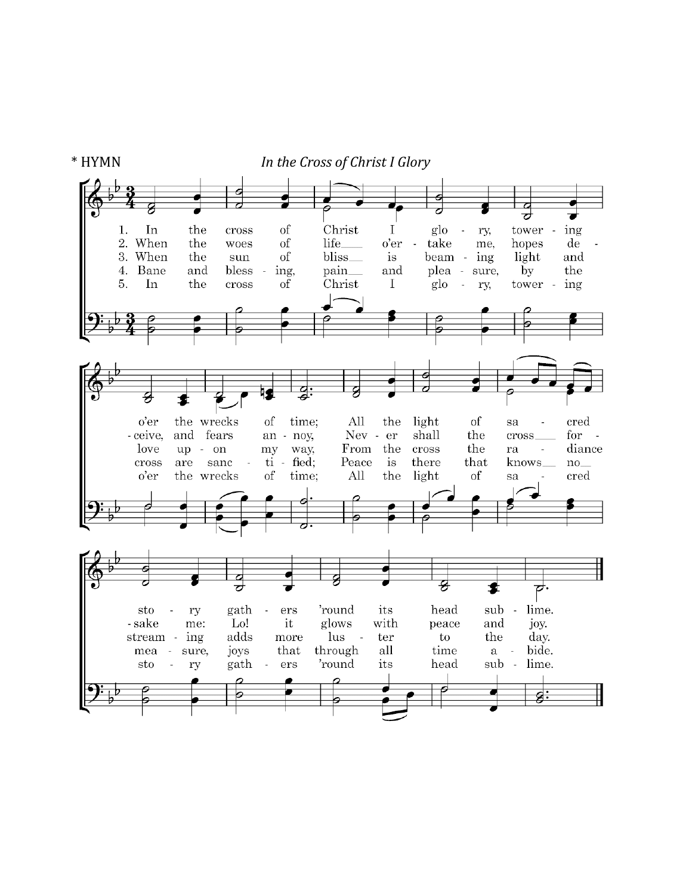\* HYMN *In the Cross of Christ I Glory*

1. In the cross of Christ I glory, towering o'er the wrecks of time; All the light of sacred story gathers 'round its head sublime.

2. When the woes of life o'ertake me, hopes deceive, and fears annoy, Never shall the cross forsake me: Lo! it glows with peace and joy.

3. When the sun of bliss is beaming light and love upon my way, From the cross the radiance streaming adds more luster to the day.

4. Bane and blessing, pain and pleasure, by the cross are sanctified; Peace is there that knows no measure, joys that through all time abide.

5. In the cross of Christ I glory, towering o'er the wrecks of time; All the light of sacred story gathers 'round its head sublime.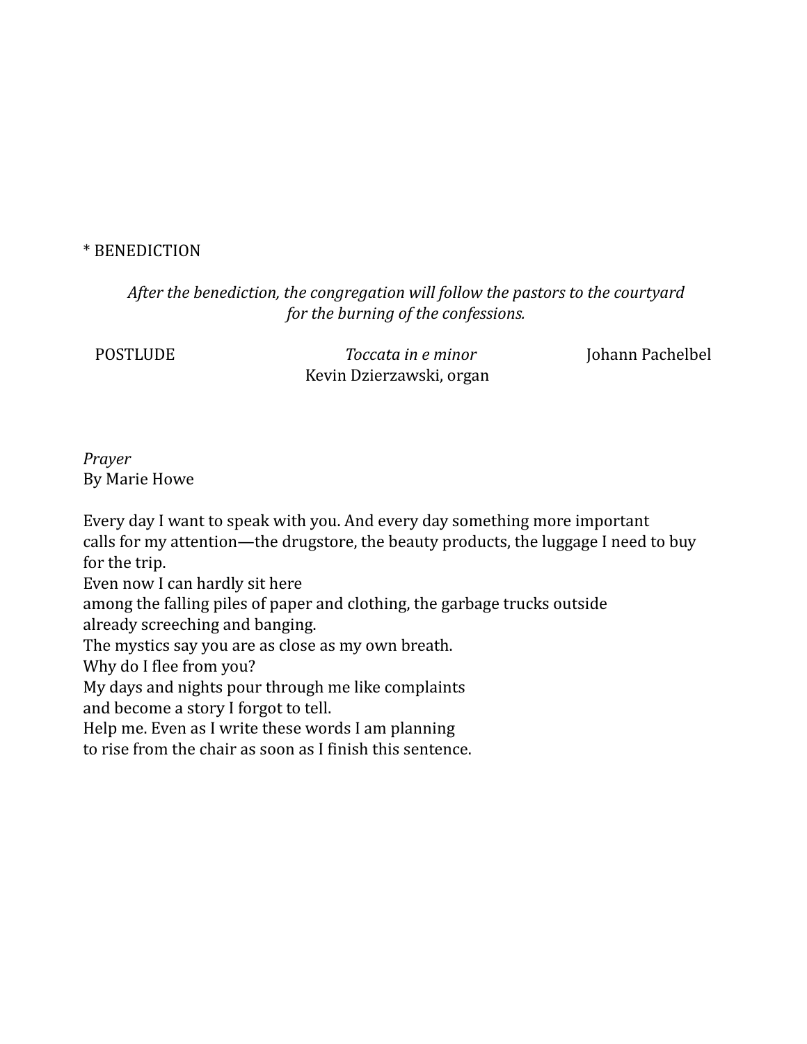\* BENEDICTION

*After the benediction, the congregation will follow the pastors to the courtyard for the burning of the confessions.*

POSTLUDE — *Toccata in e minor* — Johann Pachelbel
Kevin Dzierzawski, organ

*Prayer*
By Marie Howe

Every day I want to speak with you. And every day something more important
calls for my attention—the drugstore, the beauty products, the luggage I need to buy
for the trip.
Even now I can hardly sit here
among the falling piles of paper and clothing, the garbage trucks outside
already screeching and banging.
The mystics say you are as close as my own breath.
Why do I flee from you?
My days and nights pour through me like complaints
and become a story I forgot to tell.
Help me. Even as I write these words I am planning
to rise from the chair as soon as I finish this sentence.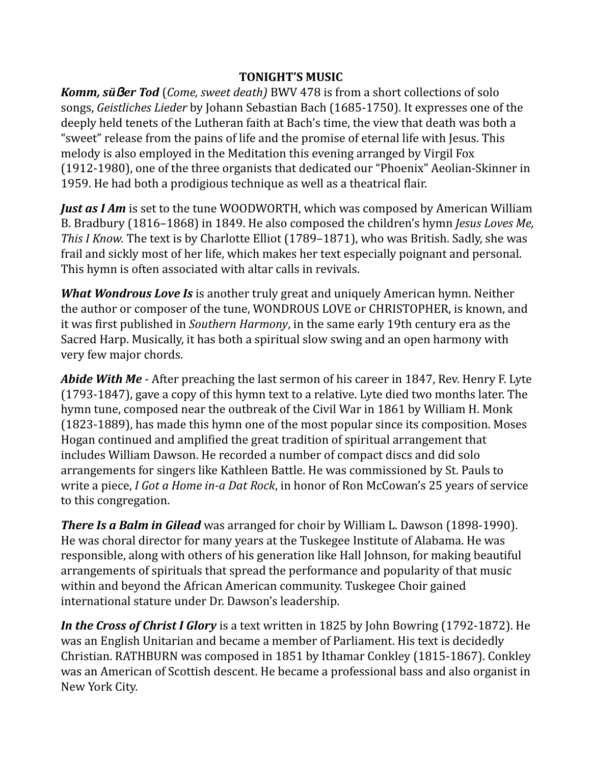## TONIGHT'S MUSIC

***Komm, süßer Tod*** (*Come, sweet death)* BWV 478 is from a short collections of solo songs, *Geistliches Lieder* by Johann Sebastian Bach (1685-1750). It expresses one of the deeply held tenets of the Lutheran faith at Bach's time, the view that death was both a "sweet" release from the pains of life and the promise of eternal life with Jesus. This melody is also employed in the Meditation this evening arranged by Virgil Fox (1912-1980), one of the three organists that dedicated our "Phoenix" Aeolian-Skinner in 1959. He had both a prodigious technique as well as a theatrical flair.

***Just as I Am*** is set to the tune WOODWORTH, which was composed by American William B. Bradbury (1816–1868) in 1849. He also composed the children's hymn *Jesus Loves Me, This I Know.* The text is by Charlotte Elliot (1789–1871), who was British. Sadly, she was frail and sickly most of her life, which makes her text especially poignant and personal. This hymn is often associated with altar calls in revivals.

***What Wondrous Love Is*** is another truly great and uniquely American hymn. Neither the author or composer of the tune, WONDROUS LOVE or CHRISTOPHER, is known, and it was first published in *Southern Harmony*, in the same early 19th century era as the Sacred Harp. Musically, it has both a spiritual slow swing and an open harmony with very few major chords.

***Abide With Me*** - After preaching the last sermon of his career in 1847, Rev. Henry F. Lyte (1793-1847), gave a copy of this hymn text to a relative. Lyte died two months later. The hymn tune, composed near the outbreak of the Civil War in 1861 by William H. Monk (1823-1889), has made this hymn one of the most popular since its composition. Moses Hogan continued and amplified the great tradition of spiritual arrangement that includes William Dawson. He recorded a number of compact discs and did solo arrangements for singers like Kathleen Battle. He was commissioned by St. Pauls to write a piece, *I Got a Home in-a Dat Rock*, in honor of Ron McCowan's 25 years of service to this congregation.

***There Is a Balm in Gilead*** was arranged for choir by William L. Dawson (1898-1990). He was choral director for many years at the Tuskegee Institute of Alabama. He was responsible, along with others of his generation like Hall Johnson, for making beautiful arrangements of spirituals that spread the performance and popularity of that music within and beyond the African American community. Tuskegee Choir gained international stature under Dr. Dawson's leadership.

***In the Cross of Christ I Glory*** is a text written in 1825 by John Bowring (1792-1872). He was an English Unitarian and became a member of Parliament. His text is decidedly Christian. RATHBURN was composed in 1851 by Ithamar Conkley (1815-1867). Conkley was an American of Scottish descent. He became a professional bass and also organist in New York City.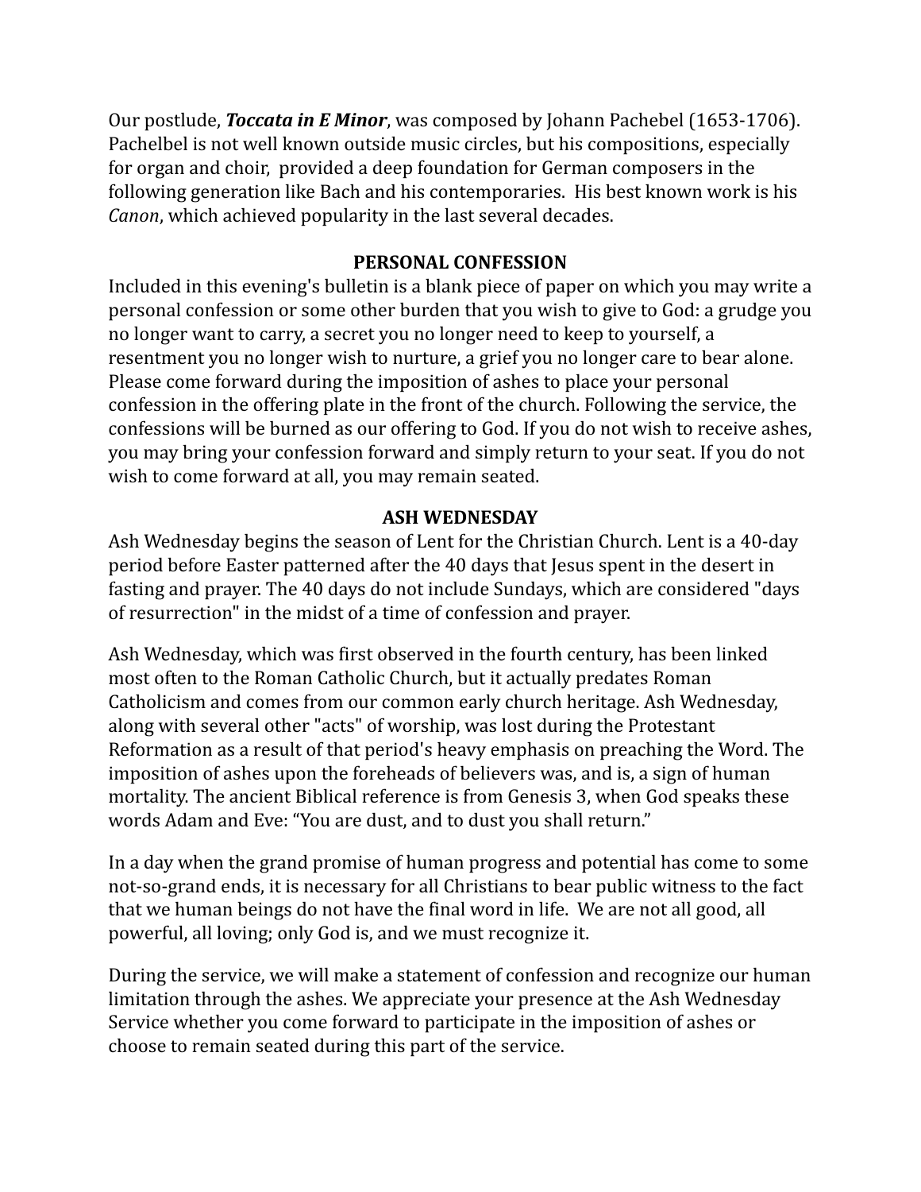Our postlude, ***Toccata in E Minor***, was composed by Johann Pachebel (1653-1706). Pachelbel is not well known outside music circles, but his compositions, especially for organ and choir, provided a deep foundation for German composers in the following generation like Bach and his contemporaries. His best known work is his *Canon*, which achieved popularity in the last several decades.

## PERSONAL CONFESSION

Included in this evening's bulletin is a blank piece of paper on which you may write a personal confession or some other burden that you wish to give to God: a grudge you no longer want to carry, a secret you no longer need to keep to yourself, a resentment you no longer wish to nurture, a grief you no longer care to bear alone. Please come forward during the imposition of ashes to place your personal confession in the offering plate in the front of the church. Following the service, the confessions will be burned as our offering to God. If you do not wish to receive ashes, you may bring your confession forward and simply return to your seat. If you do not wish to come forward at all, you may remain seated.

## ASH WEDNESDAY

Ash Wednesday begins the season of Lent for the Christian Church. Lent is a 40-day period before Easter patterned after the 40 days that Jesus spent in the desert in fasting and prayer. The 40 days do not include Sundays, which are considered "days of resurrection" in the midst of a time of confession and prayer.

Ash Wednesday, which was first observed in the fourth century, has been linked most often to the Roman Catholic Church, but it actually predates Roman Catholicism and comes from our common early church heritage. Ash Wednesday, along with several other "acts" of worship, was lost during the Protestant Reformation as a result of that period's heavy emphasis on preaching the Word. The imposition of ashes upon the foreheads of believers was, and is, a sign of human mortality. The ancient Biblical reference is from Genesis 3, when God speaks these words Adam and Eve: "You are dust, and to dust you shall return."

In a day when the grand promise of human progress and potential has come to some not-so-grand ends, it is necessary for all Christians to bear public witness to the fact that we human beings do not have the final word in life. We are not all good, all powerful, all loving; only God is, and we must recognize it.

During the service, we will make a statement of confession and recognize our human limitation through the ashes. We appreciate your presence at the Ash Wednesday Service whether you come forward to participate in the imposition of ashes or choose to remain seated during this part of the service.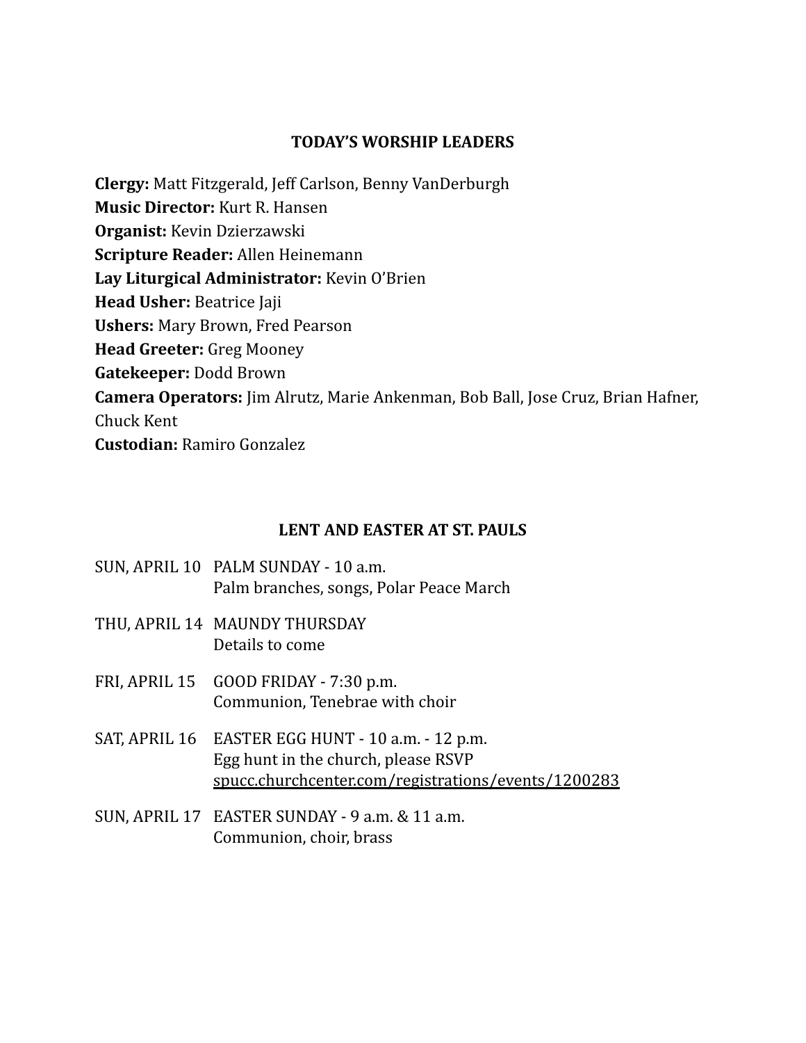## TODAY'S WORSHIP LEADERS

**Clergy:** Matt Fitzgerald, Jeff Carlson, Benny VanDerburgh
**Music Director:** Kurt R. Hansen
**Organist:** Kevin Dzierzawski
**Scripture Reader:** Allen Heinemann
**Lay Liturgical Administrator:** Kevin O'Brien
**Head Usher:** Beatrice Jaji
**Ushers:** Mary Brown, Fred Pearson
**Head Greeter:** Greg Mooney
**Gatekeeper:** Dodd Brown
**Camera Operators:** Jim Alrutz, Marie Ankenman, Bob Ball, Jose Cruz, Brian Hafner, Chuck Kent
**Custodian:** Ramiro Gonzalez

## LENT AND EASTER AT ST. PAULS

SUN, APRIL 10 — PALM SUNDAY - 10 a.m.
Palm branches, songs, Polar Peace March

THU, APRIL 14 — MAUNDY THURSDAY
Details to come

FRI, APRIL 15 — GOOD FRIDAY - 7:30 p.m.
Communion, Tenebrae with choir

SAT, APRIL 16 — EASTER EGG HUNT - 10 a.m. - 12 p.m.
Egg hunt in the church, please RSVP
spucc.churchcenter.com/registrations/events/1200283

SUN, APRIL 17 — EASTER SUNDAY - 9 a.m. & 11 a.m.
Communion, choir, brass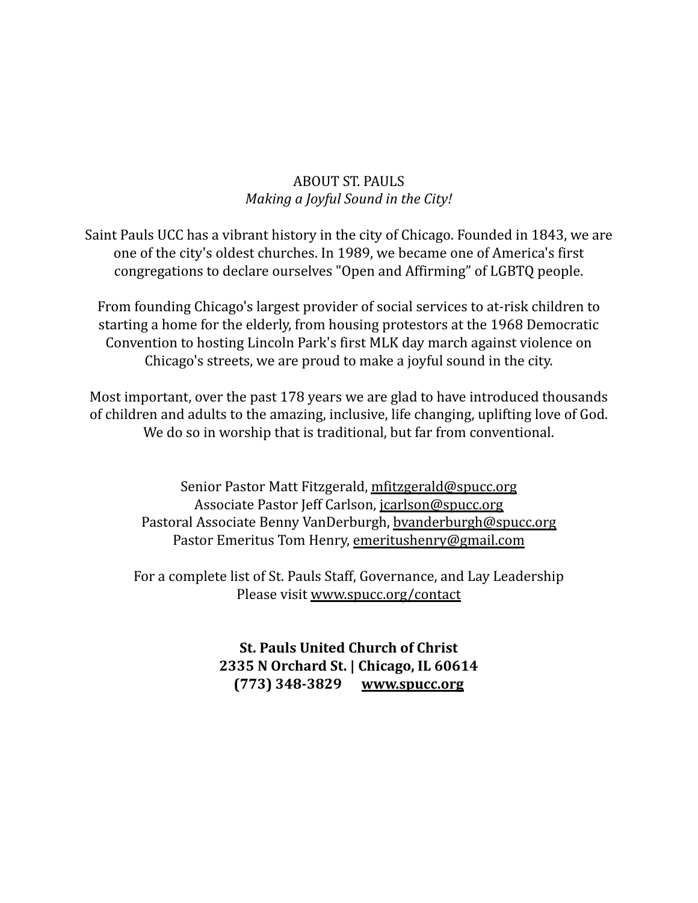## ABOUT ST. PAULS

*Making a Joyful Sound in the City!*

Saint Pauls UCC has a vibrant history in the city of Chicago. Founded in 1843, we are one of the city's oldest churches. In 1989, we became one of America's first congregations to declare ourselves "Open and Affirming" of LGBTQ people.

From founding Chicago's largest provider of social services to at-risk children to starting a home for the elderly, from housing protestors at the 1968 Democratic Convention to hosting Lincoln Park's first MLK day march against violence on Chicago's streets, we are proud to make a joyful sound in the city.

Most important, over the past 178 years we are glad to have introduced thousands of children and adults to the amazing, inclusive, life changing, uplifting love of God. We do so in worship that is traditional, but far from conventional.

Senior Pastor Matt Fitzgerald, mfitzgerald@spucc.org
Associate Pastor Jeff Carlson, jcarlson@spucc.org
Pastoral Associate Benny VanDerburgh, bvanderburgh@spucc.org
Pastor Emeritus Tom Henry, emeritushenry@gmail.com

For a complete list of St. Pauls Staff, Governance, and Lay Leadership
Please visit www.spucc.org/contact

**St. Pauls United Church of Christ**
**2335 N Orchard St. | Chicago, IL 60614**
**(773) 348-3829 www.spucc.org**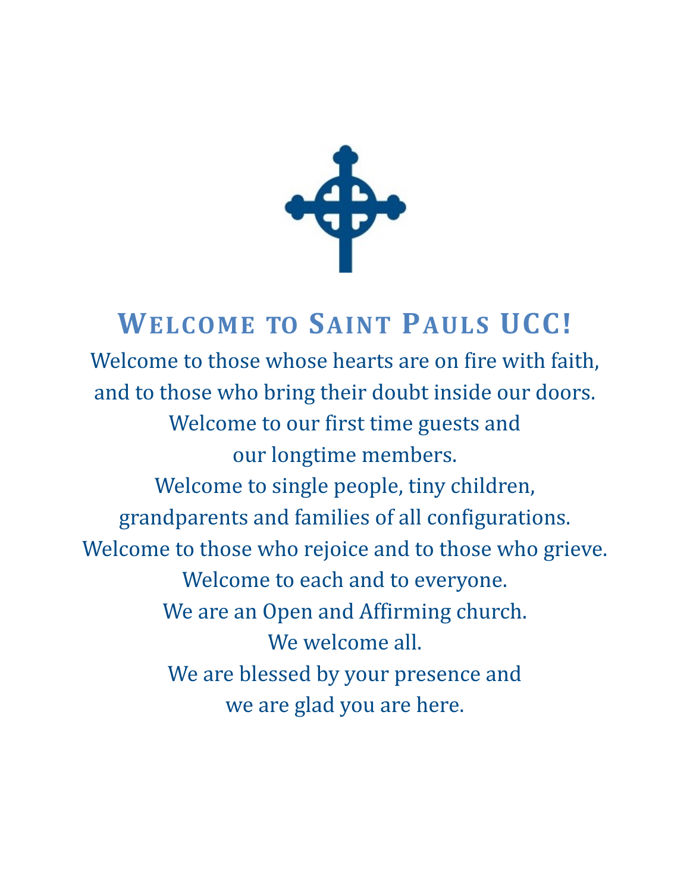# Welcome to Saint Pauls UCC!

Welcome to those whose hearts are on fire with faith,
and to those who bring their doubt inside our doors.
Welcome to our first time guests and
our longtime members.
Welcome to single people, tiny children,
grandparents and families of all configurations.
Welcome to those who rejoice and to those who grieve.
Welcome to each and to everyone.
We are an Open and Affirming church.
We welcome all.
We are blessed by your presence and
we are glad you are here.